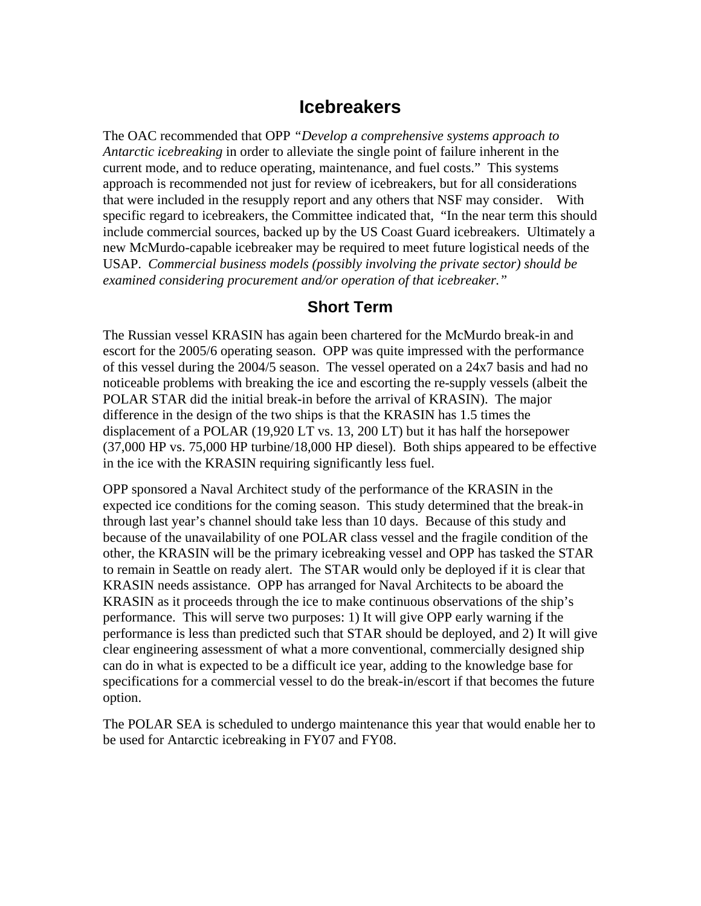# Icebreakers

The OAC recommended that OPP *"Develop a comprehensive systems approach to Antarctic icebreaking* in order to alleviate the single point of failure inherent in the current mode, and to reduce operating, maintenance, and fuel costs." This systems approach is recommended not just for review of icebreakers, but for all considerations that were included in the resupply report and any others that NSF may consider. With specific regard to icebreakers, the Committee indicated that, "In the near term this should include commercial sources, backed up by the US Coast Guard icebreakers. Ultimately a new McMurdo-capable icebreaker may be required to meet future logistical needs of the USAP. *Commercial business models (possibly involving the private sector) should be examined considering procurement and/or operation of that icebreaker."*

## Short Term

The Russian vessel KRASIN has again been chartered for the McMurdo break-in and escort for the 2005/6 operating season. OPP was quite impressed with the performance of this vessel during the 2004/5 season. The vessel operated on a 24x7 basis and had no noticeable problems with breaking the ice and escorting the re-supply vessels (albeit the POLAR STAR did the initial break-in before the arrival of KRASIN). The major difference in the design of the two ships is that the KRASIN has 1.5 times the displacement of a POLAR (19,920 LT vs. 13, 200 LT) but it has half the horsepower (37,000 HP vs. 75,000 HP turbine/18,000 HP diesel). Both ships appeared to be effective in the ice with the KRASIN requiring significantly less fuel.

OPP sponsored a Naval Architect study of the performance of the KRASIN in the expected ice conditions for the coming season. This study determined that the break-in through last year's channel should take less than 10 days. Because of this study and because of the unavailability of one POLAR class vessel and the fragile condition of the other, the KRASIN will be the primary icebreaking vessel and OPP has tasked the STAR to remain in Seattle on ready alert. The STAR would only be deployed if it is clear that KRASIN needs assistance. OPP has arranged for Naval Architects to be aboard the KRASIN as it proceeds through the ice to make continuous observations of the ship's performance. This will serve two purposes: 1) It will give OPP early warning if the performance is less than predicted such that STAR should be deployed, and 2) It will give clear engineering assessment of what a more conventional, commercially designed ship can do in what is expected to be a difficult ice year, adding to the knowledge base for specifications for a commercial vessel to do the break-in/escort if that becomes the future option.

The POLAR SEA is scheduled to undergo maintenance this year that would enable her to be used for Antarctic icebreaking in FY07 and FY08.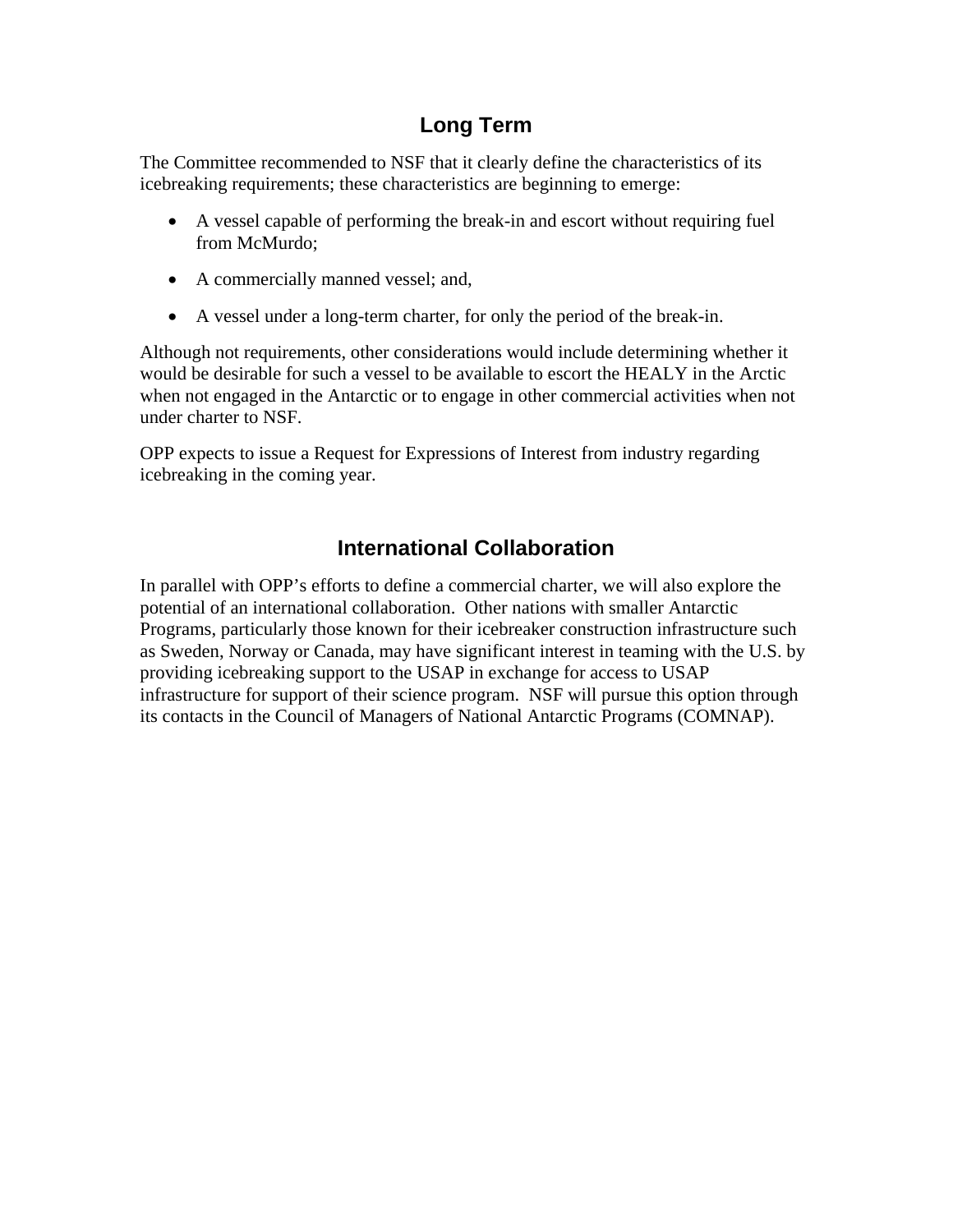## Long Term

The Committee recommended to NSF that it clearly define the characteristics of its icebreaking requirements; these characteristics are beginning to emerge:

- A vessel capable of performing the break-in and escort without requiring fuel from McMurdo;
- A commercially manned vessel; and,
- A vessel under a long-term charter, for only the period of the break-in.

Although not requirements, other considerations would include determining whether it would be desirable for such a vessel to be available to escort the HEALY in the Arctic when not engaged in the Antarctic or to engage in other commercial activities when not under charter to NSF.

OPP expects to issue a Request for Expressions of Interest from industry regarding icebreaking in the coming year.

## International Collaboration

In parallel with OPP's efforts to define a commercial charter, we will also explore the potential of an international collaboration. Other nations with smaller Antarctic Programs, particularly those known for their icebreaker construction infrastructure such as Sweden, Norway or Canada, may have significant interest in teaming with the U.S. by providing icebreaking support to the USAP in exchange for access to USAP infrastructure for support of their science program. NSF will pursue this option through its contacts in the Council of Managers of National Antarctic Programs (COMNAP).